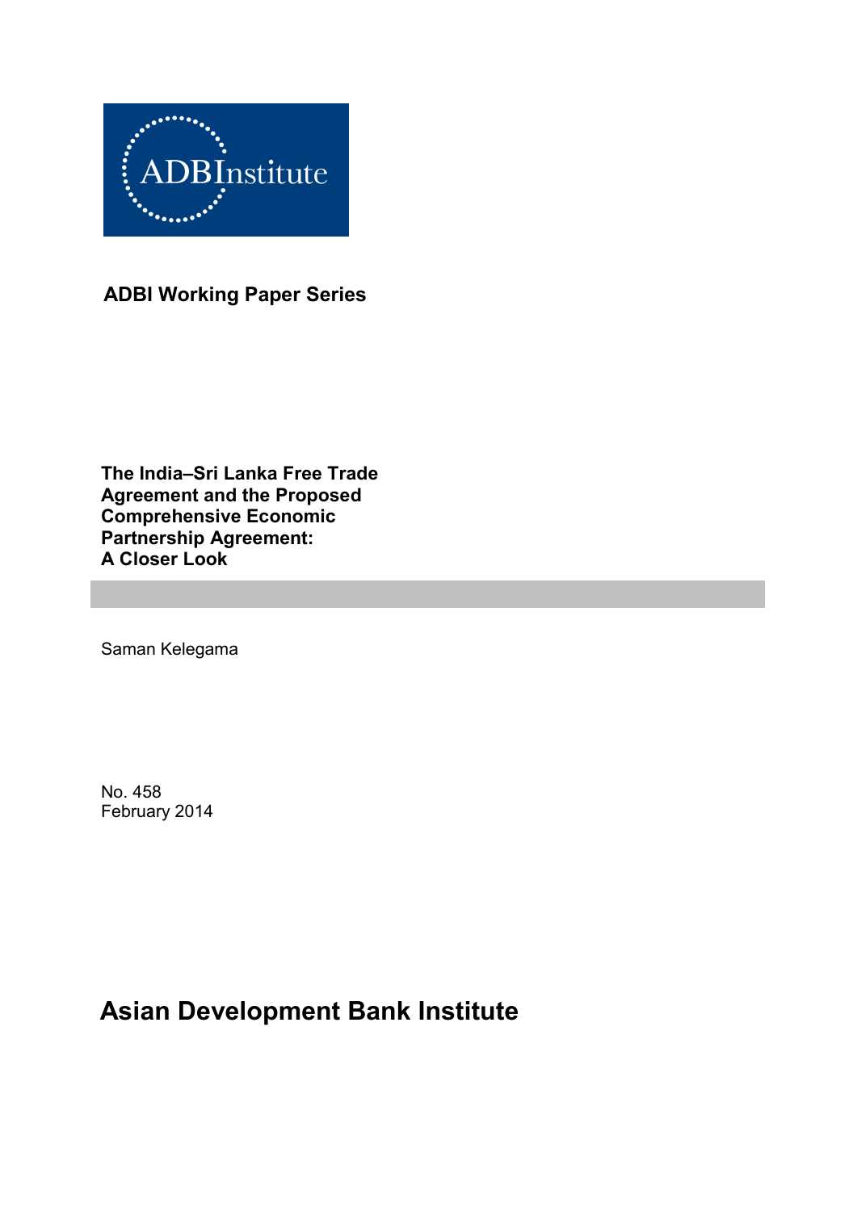ADBInstitute

**ADBI Working Paper Series**

# The India–Sri Lanka Free Trade Agreement and the Proposed Comprehensive Economic Partnership Agreement: A Closer Look

Saman Kelegama

No. 458
February 2014

**Asian Development Bank Institute**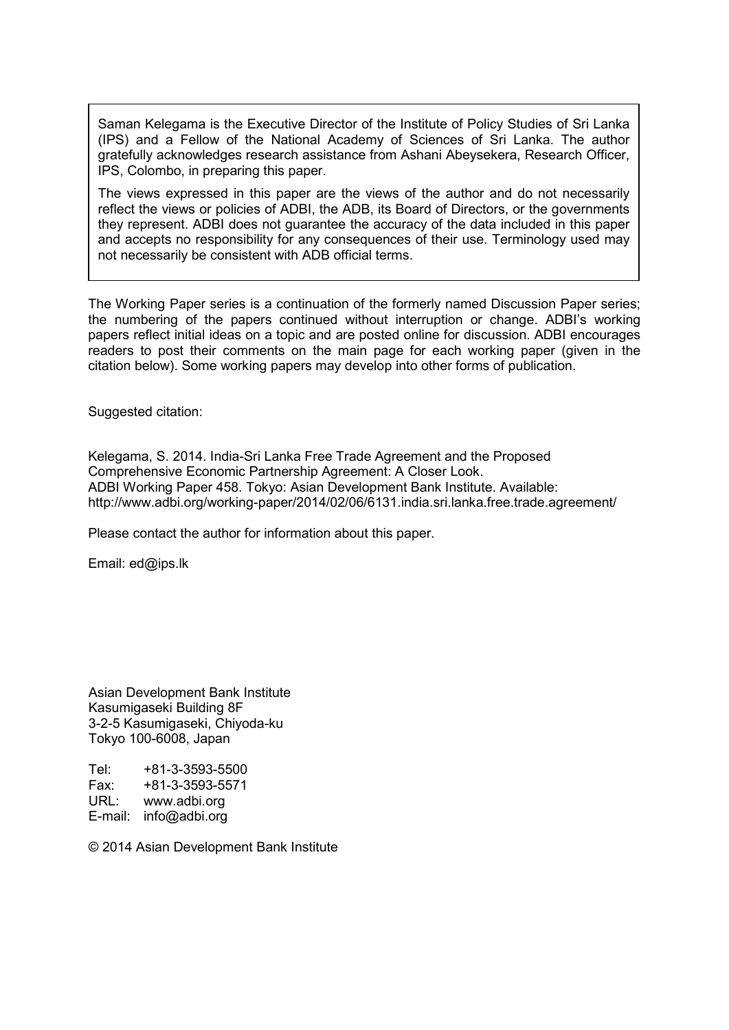Saman Kelegama is the Executive Director of the Institute of Policy Studies of Sri Lanka (IPS) and a Fellow of the National Academy of Sciences of Sri Lanka. The author gratefully acknowledges research assistance from Ashani Abeysekera, Research Officer, IPS, Colombo, in preparing this paper.

The views expressed in this paper are the views of the author and do not necessarily reflect the views or policies of ADBI, the ADB, its Board of Directors, or the governments they represent. ADBI does not guarantee the accuracy of the data included in this paper and accepts no responsibility for any consequences of their use. Terminology used may not necessarily be consistent with ADB official terms.

The Working Paper series is a continuation of the formerly named Discussion Paper series; the numbering of the papers continued without interruption or change. ADBI's working papers reflect initial ideas on a topic and are posted online for discussion. ADBI encourages readers to post their comments on the main page for each working paper (given in the citation below). Some working papers may develop into other forms of publication.

Suggested citation:

Kelegama, S. 2014. India-Sri Lanka Free Trade Agreement and the Proposed Comprehensive Economic Partnership Agreement: A Closer Look. ADBI Working Paper 458. Tokyo: Asian Development Bank Institute. Available: http://www.adbi.org/working-paper/2014/02/06/6131.india.sri.lanka.free.trade.agreement/

Please contact the author for information about this paper.

Email: ed@ips.lk

Asian Development Bank Institute
Kasumigaseki Building 8F
3-2-5 Kasumigaseki, Chiyoda-ku
Tokyo 100-6008, Japan

Tel: +81-3-3593-5500
Fax: +81-3-3593-5571
URL: www.adbi.org
E-mail: info@adbi.org

© 2014 Asian Development Bank Institute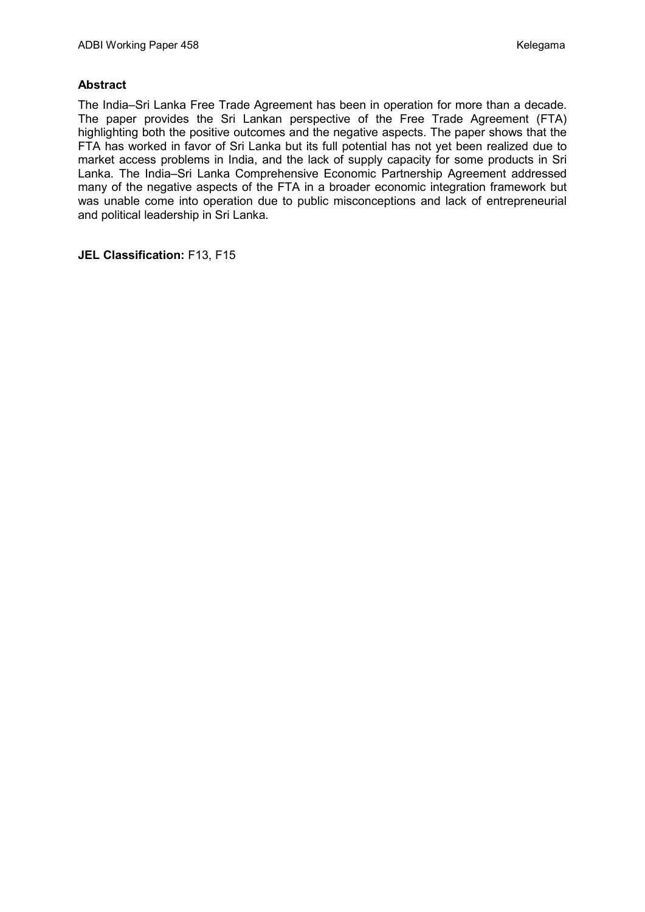## Abstract

The India–Sri Lanka Free Trade Agreement has been in operation for more than a decade. The paper provides the Sri Lankan perspective of the Free Trade Agreement (FTA) highlighting both the positive outcomes and the negative aspects. The paper shows that the FTA has worked in favor of Sri Lanka but its full potential has not yet been realized due to market access problems in India, and the lack of supply capacity for some products in Sri Lanka. The India–Sri Lanka Comprehensive Economic Partnership Agreement addressed many of the negative aspects of the FTA in a broader economic integration framework but was unable come into operation due to public misconceptions and lack of entrepreneurial and political leadership in Sri Lanka.

**JEL Classification:** F13, F15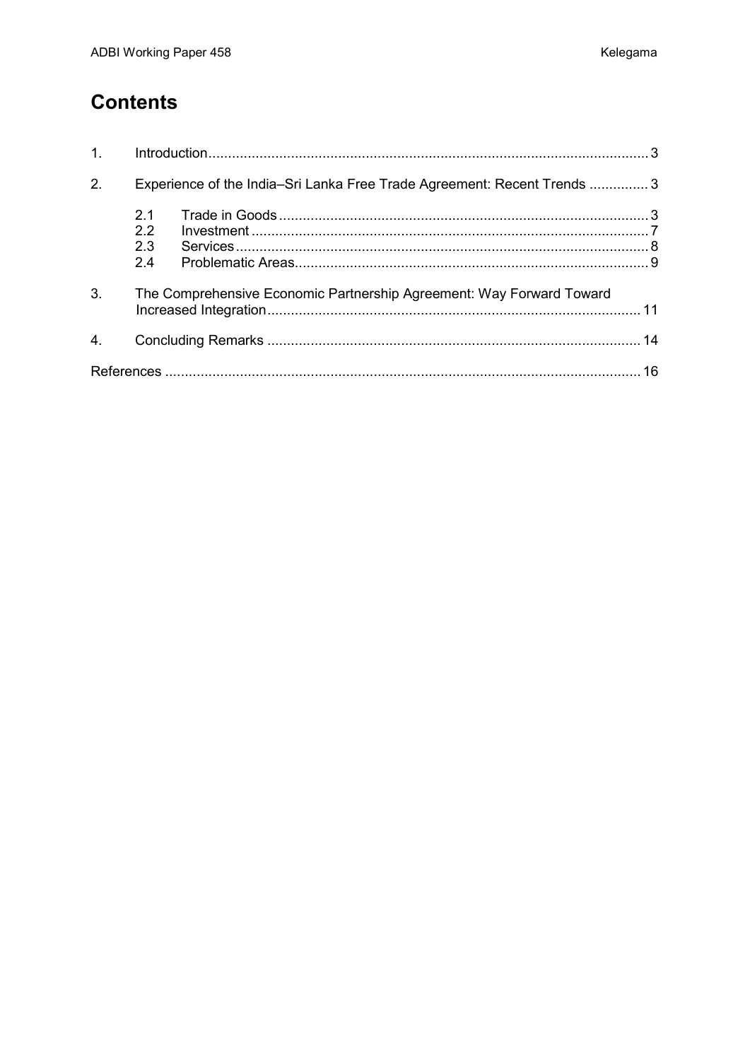# Contents

1. Introduction ........................................................................................................ 3

2. Experience of the India–Sri Lanka Free Trade Agreement: Recent Trends ............... 3

   2.1 Trade in Goods ............................................................................................. 3
   2.2 Investment .................................................................................................... 7
   2.3 Services ........................................................................................................ 8
   2.4 Problematic Areas......................................................................................... 9

3. The Comprehensive Economic Partnership Agreement: Way Forward Toward Increased Integration .............................................................................................. 11

4. Concluding Remarks .............................................................................................. 14

References ......................................................................................................................... 16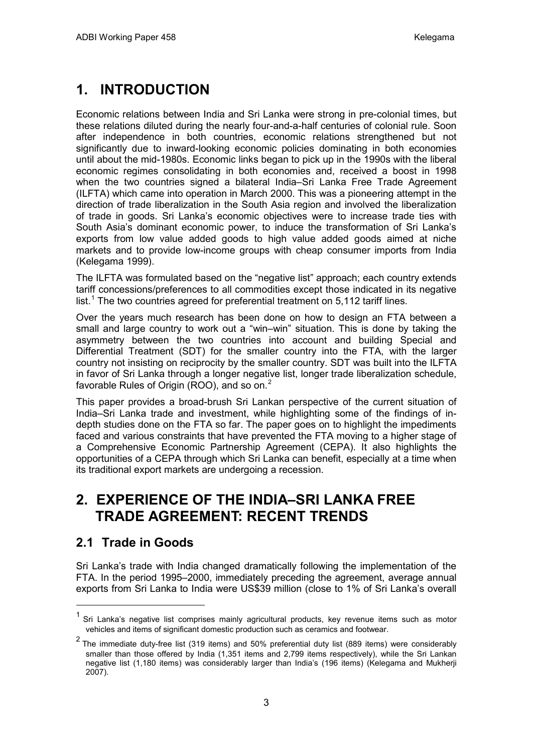# 1. INTRODUCTION

Economic relations between India and Sri Lanka were strong in pre-colonial times, but these relations diluted during the nearly four-and-a-half centuries of colonial rule. Soon after independence in both countries, economic relations strengthened but not significantly due to inward-looking economic policies dominating in both economies until about the mid-1980s. Economic links began to pick up in the 1990s with the liberal economic regimes consolidating in both economies and, received a boost in 1998 when the two countries signed a bilateral India–Sri Lanka Free Trade Agreement (ILFTA) which came into operation in March 2000. This was a pioneering attempt in the direction of trade liberalization in the South Asia region and involved the liberalization of trade in goods. Sri Lanka's economic objectives were to increase trade ties with South Asia's dominant economic power, to induce the transformation of Sri Lanka's exports from low value added goods to high value added goods aimed at niche markets and to provide low-income groups with cheap consumer imports from India (Kelegama 1999).

The ILFTA was formulated based on the "negative list" approach; each country extends tariff concessions/preferences to all commodities except those indicated in its negative list.[1] The two countries agreed for preferential treatment on 5,112 tariff lines.

Over the years much research has been done on how to design an FTA between a small and large country to work out a "win–win" situation. This is done by taking the asymmetry between the two countries into account and building Special and Differential Treatment (SDT) for the smaller country into the FTA, with the larger country not insisting on reciprocity by the smaller country. SDT was built into the ILFTA in favor of Sri Lanka through a longer negative list, longer trade liberalization schedule, favorable Rules of Origin (ROO), and so on.[2]

This paper provides a broad-brush Sri Lankan perspective of the current situation of India–Sri Lanka trade and investment, while highlighting some of the findings of in-depth studies done on the FTA so far. The paper goes on to highlight the impediments faced and various constraints that have prevented the FTA moving to a higher stage of a Comprehensive Economic Partnership Agreement (CEPA). It also highlights the opportunities of a CEPA through which Sri Lanka can benefit, especially at a time when its traditional export markets are undergoing a recession.

# 2. EXPERIENCE OF THE INDIA–SRI LANKA FREE TRADE AGREEMENT: RECENT TRENDS

## 2.1 Trade in Goods

Sri Lanka's trade with India changed dramatically following the implementation of the FTA. In the period 1995–2000, immediately preceding the agreement, average annual exports from Sri Lanka to India were US$39 million (close to 1% of Sri Lanka's overall

---

[1] Sri Lanka's negative list comprises mainly agricultural products, key revenue items such as motor vehicles and items of significant domestic production such as ceramics and footwear.

[2] The immediate duty-free list (319 items) and 50% preferential duty list (889 items) were considerably smaller than those offered by India (1,351 items and 2,799 items respectively), while the Sri Lankan negative list (1,180 items) was considerably larger than India's (196 items) (Kelegama and Mukherji 2007).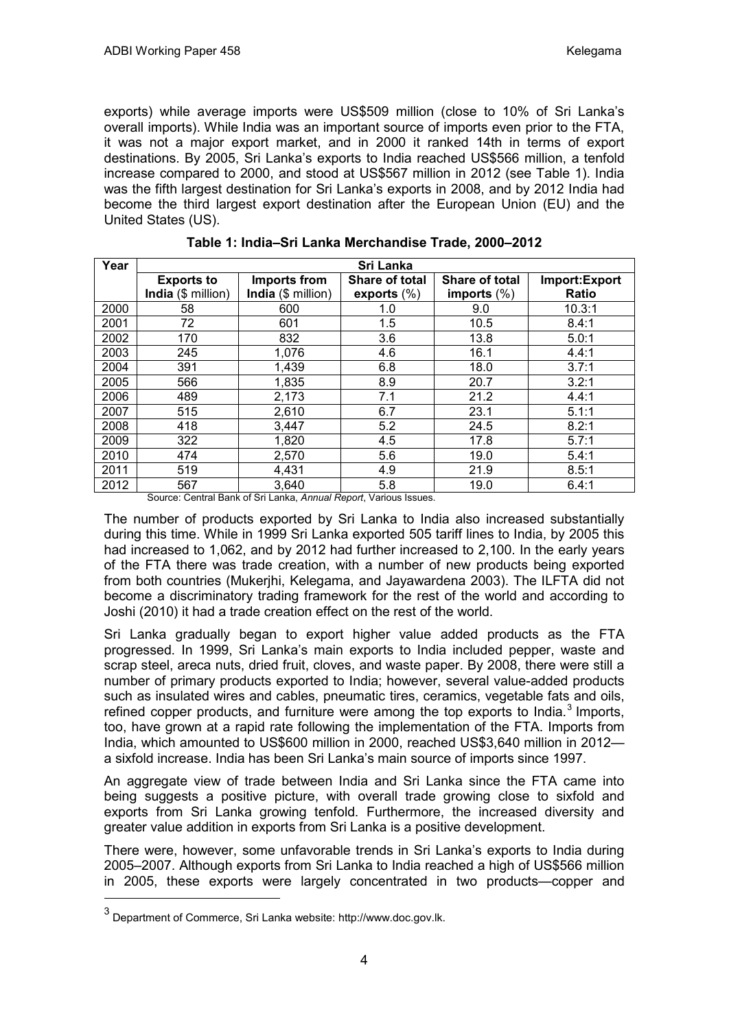exports) while average imports were US$509 million (close to 10% of Sri Lanka's overall imports). While India was an important source of imports even prior to the FTA, it was not a major export market, and in 2000 it ranked 14th in terms of export destinations. By 2005, Sri Lanka's exports to India reached US$566 million, a tenfold increase compared to 2000, and stood at US$567 million in 2012 (see Table 1). India was the fifth largest destination for Sri Lanka's exports in 2008, and by 2012 India had become the third largest export destination after the European Union (EU) and the United States (US).

**Table 1: India–Sri Lanka Merchandise Trade, 2000–2012**

| Year | Sri Lanka | | | | |
|---|---|---|---|---|---|
| | **Exports to India** ($ million) | **Imports from India** ($ million) | **Share of total exports** (%) | **Share of total imports** (%) | **Import:Export Ratio** |
| 2000 | 58 | 600 | 1.0 | 9.0 | 10.3:1 |
| 2001 | 72 | 601 | 1.5 | 10.5 | 8.4:1 |
| 2002 | 170 | 832 | 3.6 | 13.8 | 5.0:1 |
| 2003 | 245 | 1,076 | 4.6 | 16.1 | 4.4:1 |
| 2004 | 391 | 1,439 | 6.8 | 18.0 | 3.7:1 |
| 2005 | 566 | 1,835 | 8.9 | 20.7 | 3.2:1 |
| 2006 | 489 | 2,173 | 7.1 | 21.2 | 4.4:1 |
| 2007 | 515 | 2,610 | 6.7 | 23.1 | 5.1:1 |
| 2008 | 418 | 3,447 | 5.2 | 24.5 | 8.2:1 |
| 2009 | 322 | 1,820 | 4.5 | 17.8 | 5.7:1 |
| 2010 | 474 | 2,570 | 5.6 | 19.0 | 5.4:1 |
| 2011 | 519 | 4,431 | 4.9 | 21.9 | 8.5:1 |
| 2012 | 567 | 3,640 | 5.8 | 19.0 | 6.4:1 |

Source: Central Bank of Sri Lanka, *Annual Report*, Various Issues.

The number of products exported by Sri Lanka to India also increased substantially during this time. While in 1999 Sri Lanka exported 505 tariff lines to India, by 2005 this had increased to 1,062, and by 2012 had further increased to 2,100. In the early years of the FTA there was trade creation, with a number of new products being exported from both countries (Mukerjhi, Kelegama, and Jayawardena 2003). The ILFTA did not become a discriminatory trading framework for the rest of the world and according to Joshi (2010) it had a trade creation effect on the rest of the world.

Sri Lanka gradually began to export higher value added products as the FTA progressed. In 1999, Sri Lanka's main exports to India included pepper, waste and scrap steel, areca nuts, dried fruit, cloves, and waste paper. By 2008, there were still a number of primary products exported to India; however, several value-added products such as insulated wires and cables, pneumatic tires, ceramics, vegetable fats and oils, refined copper products, and furniture were among the top exports to India.[3] Imports, too, have grown at a rapid rate following the implementation of the FTA. Imports from India, which amounted to US$600 million in 2000, reached US$3,640 million in 2012—a sixfold increase. India has been Sri Lanka's main source of imports since 1997.

An aggregate view of trade between India and Sri Lanka since the FTA came into being suggests a positive picture, with overall trade growing close to sixfold and exports from Sri Lanka growing tenfold. Furthermore, the increased diversity and greater value addition in exports from Sri Lanka is a positive development.

There were, however, some unfavorable trends in Sri Lanka's exports to India during 2005–2007. Although exports from Sri Lanka to India reached a high of US$566 million in 2005, these exports were largely concentrated in two products—copper and

[3] Department of Commerce, Sri Lanka website: http://www.doc.gov.lk.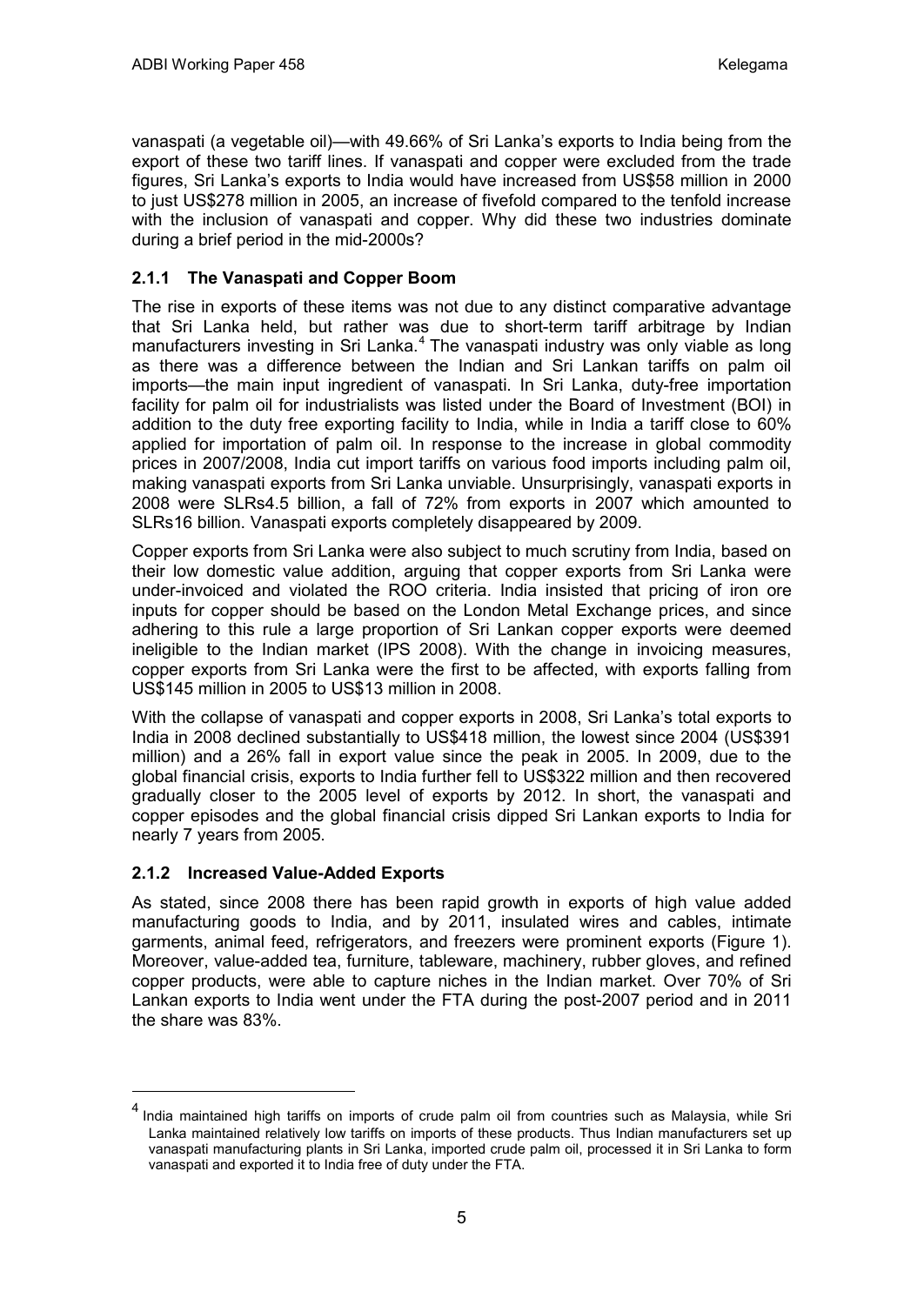vanaspati (a vegetable oil)—with 49.66% of Sri Lanka's exports to India being from the export of these two tariff lines. If vanaspati and copper were excluded from the trade figures, Sri Lanka's exports to India would have increased from US$58 million in 2000 to just US$278 million in 2005, an increase of fivefold compared to the tenfold increase with the inclusion of vanaspati and copper. Why did these two industries dominate during a brief period in the mid-2000s?

### 2.1.1 The Vanaspati and Copper Boom

The rise in exports of these items was not due to any distinct comparative advantage that Sri Lanka held, but rather was due to short-term tariff arbitrage by Indian manufacturers investing in Sri Lanka.[4] The vanaspati industry was only viable as long as there was a difference between the Indian and Sri Lankan tariffs on palm oil imports—the main input ingredient of vanaspati. In Sri Lanka, duty-free importation facility for palm oil for industrialists was listed under the Board of Investment (BOI) in addition to the duty free exporting facility to India, while in India a tariff close to 60% applied for importation of palm oil. In response to the increase in global commodity prices in 2007/2008, India cut import tariffs on various food imports including palm oil, making vanaspati exports from Sri Lanka unviable. Unsurprisingly, vanaspati exports in 2008 were SLRs4.5 billion, a fall of 72% from exports in 2007 which amounted to SLRs16 billion. Vanaspati exports completely disappeared by 2009.

Copper exports from Sri Lanka were also subject to much scrutiny from India, based on their low domestic value addition, arguing that copper exports from Sri Lanka were under-invoiced and violated the ROO criteria. India insisted that pricing of iron ore inputs for copper should be based on the London Metal Exchange prices, and since adhering to this rule a large proportion of Sri Lankan copper exports were deemed ineligible to the Indian market (IPS 2008). With the change in invoicing measures, copper exports from Sri Lanka were the first to be affected, with exports falling from US$145 million in 2005 to US$13 million in 2008.

With the collapse of vanaspati and copper exports in 2008, Sri Lanka's total exports to India in 2008 declined substantially to US$418 million, the lowest since 2004 (US$391 million) and a 26% fall in export value since the peak in 2005. In 2009, due to the global financial crisis, exports to India further fell to US$322 million and then recovered gradually closer to the 2005 level of exports by 2012. In short, the vanaspati and copper episodes and the global financial crisis dipped Sri Lankan exports to India for nearly 7 years from 2005.

### 2.1.2 Increased Value-Added Exports

As stated, since 2008 there has been rapid growth in exports of high value added manufacturing goods to India, and by 2011, insulated wires and cables, intimate garments, animal feed, refrigerators, and freezers were prominent exports (Figure 1). Moreover, value-added tea, furniture, tableware, machinery, rubber gloves, and refined copper products, were able to capture niches in the Indian market. Over 70% of Sri Lankan exports to India went under the FTA during the post-2007 period and in 2011 the share was 83%.

---

[4] India maintained high tariffs on imports of crude palm oil from countries such as Malaysia, while Sri Lanka maintained relatively low tariffs on imports of these products. Thus Indian manufacturers set up vanaspati manufacturing plants in Sri Lanka, imported crude palm oil, processed it in Sri Lanka to form vanaspati and exported it to India free of duty under the FTA.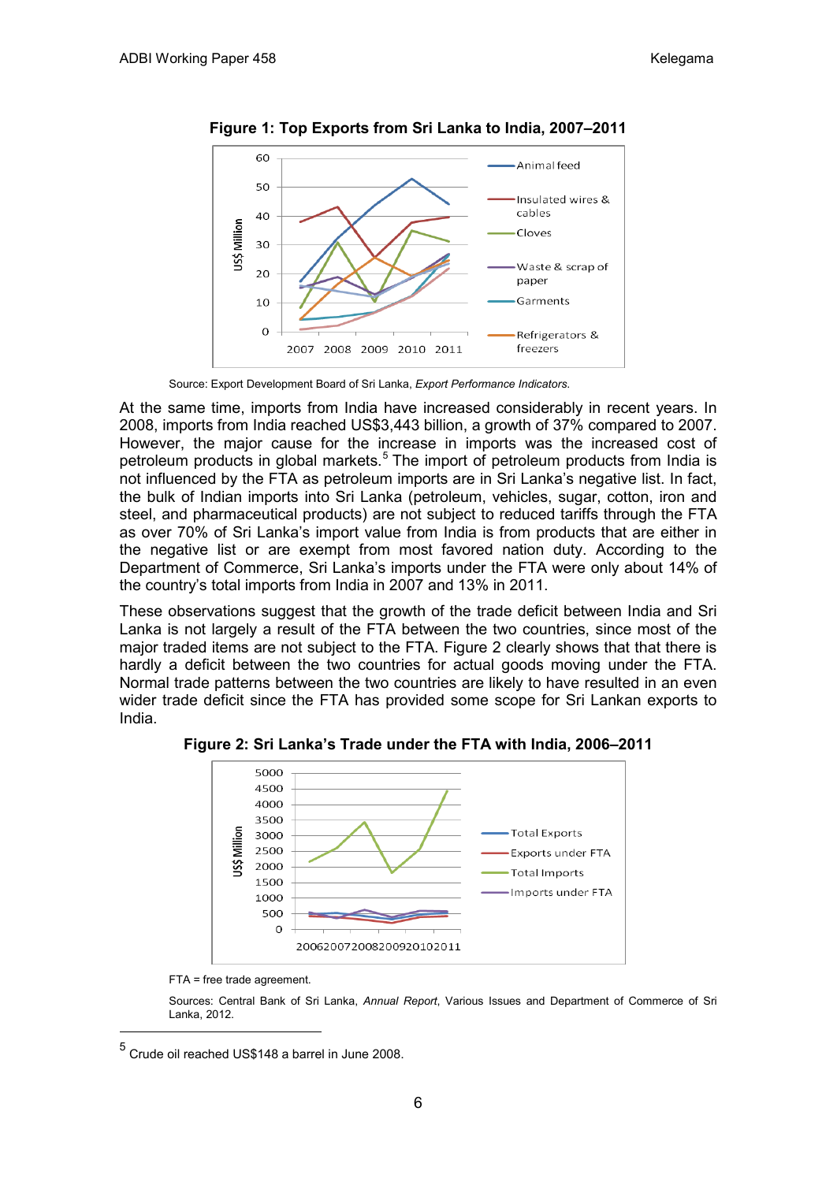**Figure 1: Top Exports from Sri Lanka to India, 2007–2011**

Source: Export Development Board of Sri Lanka, *Export Performance Indicators*.

At the same time, imports from India have increased considerably in recent years. In 2008, imports from India reached US$3,443 billion, a growth of 37% compared to 2007. However, the major cause for the increase in imports was the increased cost of petroleum products in global markets.[5] The import of petroleum products from India is not influenced by the FTA as petroleum imports are in Sri Lanka's negative list. In fact, the bulk of Indian imports into Sri Lanka (petroleum, vehicles, sugar, cotton, iron and steel, and pharmaceutical products) are not subject to reduced tariffs through the FTA as over 70% of Sri Lanka's import value from India is from products that are either in the negative list or are exempt from most favored nation duty. According to the Department of Commerce, Sri Lanka's imports under the FTA were only about 14% of the country's total imports from India in 2007 and 13% in 2011.

These observations suggest that the growth of the trade deficit between India and Sri Lanka is not largely a result of the FTA between the two countries, since most of the major traded items are not subject to the FTA. Figure 2 clearly shows that that there is hardly a deficit between the two countries for actual goods moving under the FTA. Normal trade patterns between the two countries are likely to have resulted in an even wider trade deficit since the FTA has provided some scope for Sri Lankan exports to India.

**Figure 2: Sri Lanka's Trade under the FTA with India, 2006–2011**

FTA = free trade agreement.

Sources: Central Bank of Sri Lanka, *Annual Report*, Various Issues and Department of Commerce of Sri Lanka, 2012.

---

[5] Crude oil reached US$148 a barrel in June 2008.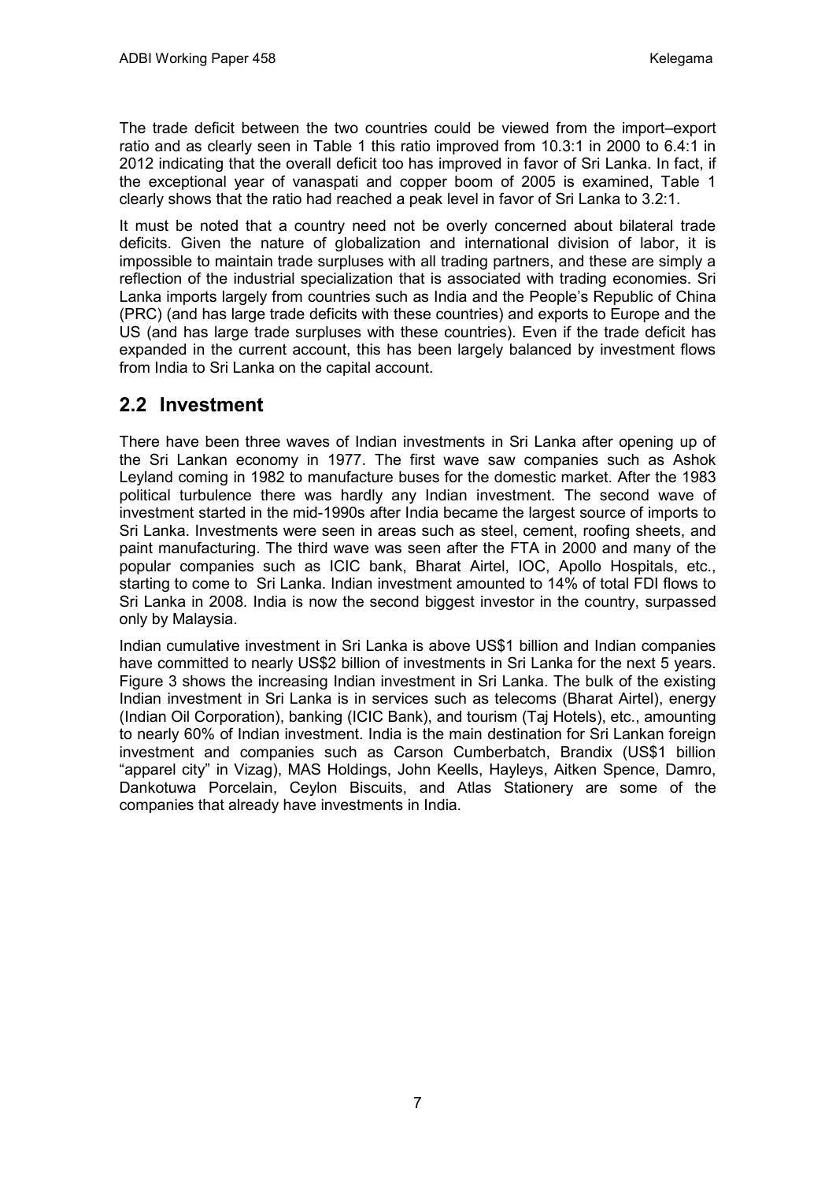The trade deficit between the two countries could be viewed from the import–export ratio and as clearly seen in Table 1 this ratio improved from 10.3:1 in 2000 to 6.4:1 in 2012 indicating that the overall deficit too has improved in favor of Sri Lanka. In fact, if the exceptional year of vanaspati and copper boom of 2005 is examined, Table 1 clearly shows that the ratio had reached a peak level in favor of Sri Lanka to 3.2:1.

It must be noted that a country need not be overly concerned about bilateral trade deficits. Given the nature of globalization and international division of labor, it is impossible to maintain trade surpluses with all trading partners, and these are simply a reflection of the industrial specialization that is associated with trading economies. Sri Lanka imports largely from countries such as India and the People's Republic of China (PRC) (and has large trade deficits with these countries) and exports to Europe and the US (and has large trade surpluses with these countries). Even if the trade deficit has expanded in the current account, this has been largely balanced by investment flows from India to Sri Lanka on the capital account.

## 2.2 Investment

There have been three waves of Indian investments in Sri Lanka after opening up of the Sri Lankan economy in 1977. The first wave saw companies such as Ashok Leyland coming in 1982 to manufacture buses for the domestic market. After the 1983 political turbulence there was hardly any Indian investment. The second wave of investment started in the mid-1990s after India became the largest source of imports to Sri Lanka. Investments were seen in areas such as steel, cement, roofing sheets, and paint manufacturing. The third wave was seen after the FTA in 2000 and many of the popular companies such as ICIC bank, Bharat Airtel, IOC, Apollo Hospitals, etc., starting to come to Sri Lanka. Indian investment amounted to 14% of total FDI flows to Sri Lanka in 2008. India is now the second biggest investor in the country, surpassed only by Malaysia.

Indian cumulative investment in Sri Lanka is above US$1 billion and Indian companies have committed to nearly US$2 billion of investments in Sri Lanka for the next 5 years. Figure 3 shows the increasing Indian investment in Sri Lanka. The bulk of the existing Indian investment in Sri Lanka is in services such as telecoms (Bharat Airtel), energy (Indian Oil Corporation), banking (ICIC Bank), and tourism (Taj Hotels), etc., amounting to nearly 60% of Indian investment. India is the main destination for Sri Lankan foreign investment and companies such as Carson Cumberbatch, Brandix (US$1 billion "apparel city" in Vizag), MAS Holdings, John Keells, Hayleys, Aitken Spence, Damro, Dankotuwa Porcelain, Ceylon Biscuits, and Atlas Stationery are some of the companies that already have investments in India.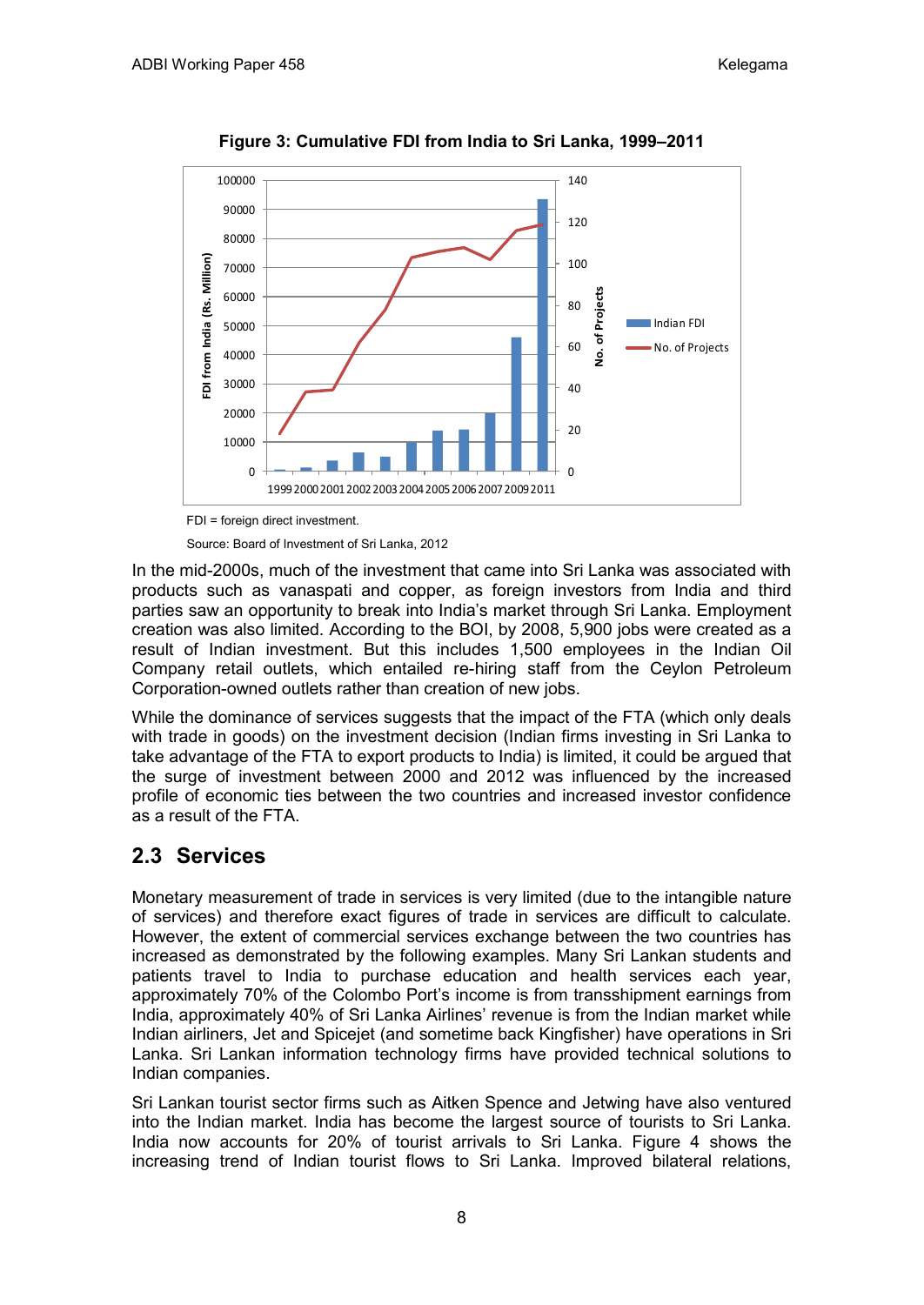**Figure 3: Cumulative FDI from India to Sri Lanka, 1999–2011**

FDI = foreign direct investment.

Source: Board of Investment of Sri Lanka, 2012

In the mid-2000s, much of the investment that came into Sri Lanka was associated with products such as vanaspati and copper, as foreign investors from India and third parties saw an opportunity to break into India's market through Sri Lanka. Employment creation was also limited. According to the BOI, by 2008, 5,900 jobs were created as a result of Indian investment. But this includes 1,500 employees in the Indian Oil Company retail outlets, which entailed re-hiring staff from the Ceylon Petroleum Corporation-owned outlets rather than creation of new jobs.

While the dominance of services suggests that the impact of the FTA (which only deals with trade in goods) on the investment decision (Indian firms investing in Sri Lanka to take advantage of the FTA to export products to India) is limited, it could be argued that the surge of investment between 2000 and 2012 was influenced by the increased profile of economic ties between the two countries and increased investor confidence as a result of the FTA.

## 2.3 Services

Monetary measurement of trade in services is very limited (due to the intangible nature of services) and therefore exact figures of trade in services are difficult to calculate. However, the extent of commercial services exchange between the two countries has increased as demonstrated by the following examples. Many Sri Lankan students and patients travel to India to purchase education and health services each year, approximately 70% of the Colombo Port's income is from transshipment earnings from India, approximately 40% of Sri Lanka Airlines' revenue is from the Indian market while Indian airliners, Jet and Spicejet (and sometime back Kingfisher) have operations in Sri Lanka. Sri Lankan information technology firms have provided technical solutions to Indian companies.

Sri Lankan tourist sector firms such as Aitken Spence and Jetwing have also ventured into the Indian market. India has become the largest source of tourists to Sri Lanka. India now accounts for 20% of tourist arrivals to Sri Lanka. Figure 4 shows the increasing trend of Indian tourist flows to Sri Lanka. Improved bilateral relations,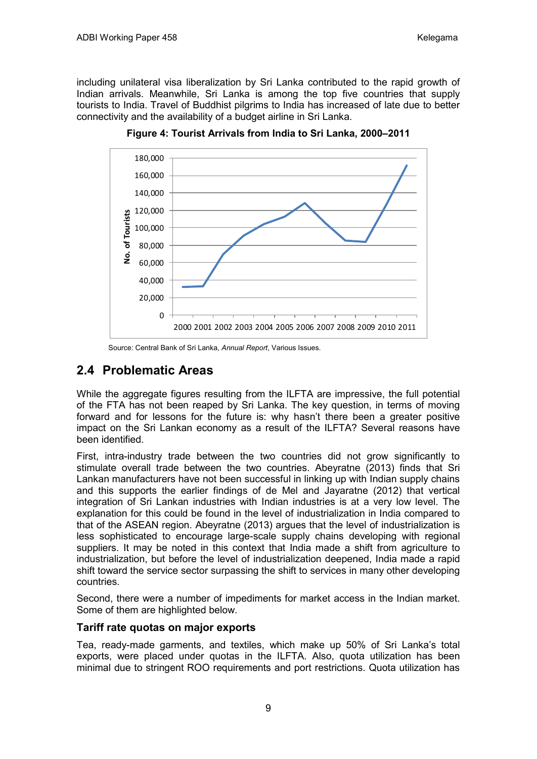including unilateral visa liberalization by Sri Lanka contributed to the rapid growth of Indian arrivals. Meanwhile, Sri Lanka is among the top five countries that supply tourists to India. Travel of Buddhist pilgrims to India has increased of late due to better connectivity and the availability of a budget airline in Sri Lanka.

**Figure 4: Tourist Arrivals from India to Sri Lanka, 2000–2011**

Source: Central Bank of Sri Lanka, *Annual Report*, Various Issues.

## 2.4 Problematic Areas

While the aggregate figures resulting from the ILFTA are impressive, the full potential of the FTA has not been reaped by Sri Lanka. The key question, in terms of moving forward and for lessons for the future is: why hasn't there been a greater positive impact on the Sri Lankan economy as a result of the ILFTA? Several reasons have been identified.

First, intra-industry trade between the two countries did not grow significantly to stimulate overall trade between the two countries. Abeyratne (2013) finds that Sri Lankan manufacturers have not been successful in linking up with Indian supply chains and this supports the earlier findings of de Mel and Jayaratne (2012) that vertical integration of Sri Lankan industries with Indian industries is at a very low level. The explanation for this could be found in the level of industrialization in India compared to that of the ASEAN region. Abeyratne (2013) argues that the level of industrialization is less sophisticated to encourage large-scale supply chains developing with regional suppliers. It may be noted in this context that India made a shift from agriculture to industrialization, but before the level of industrialization deepened, India made a rapid shift toward the service sector surpassing the shift to services in many other developing countries.

Second, there were a number of impediments for market access in the Indian market. Some of them are highlighted below.

### Tariff rate quotas on major exports

Tea, ready-made garments, and textiles, which make up 50% of Sri Lanka's total exports, were placed under quotas in the ILFTA. Also, quota utilization has been minimal due to stringent ROO requirements and port restrictions. Quota utilization has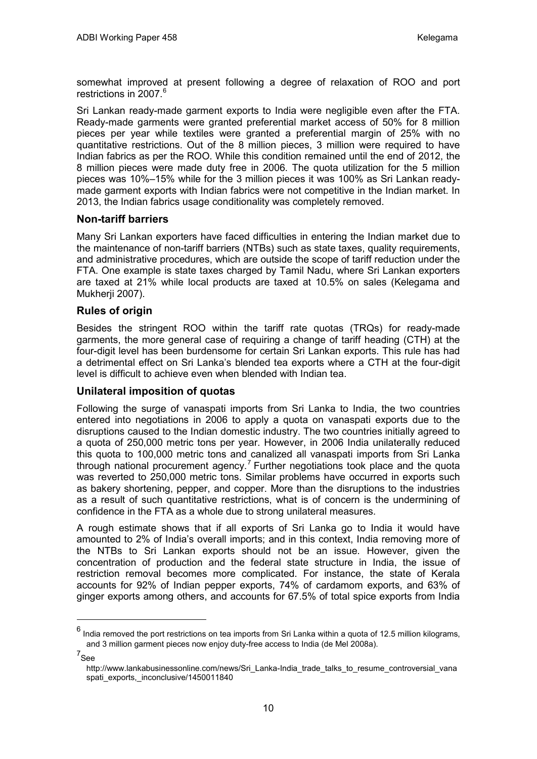somewhat improved at present following a degree of relaxation of ROO and port restrictions in 2007.[6]

Sri Lankan ready-made garment exports to India were negligible even after the FTA. Ready-made garments were granted preferential market access of 50% for 8 million pieces per year while textiles were granted a preferential margin of 25% with no quantitative restrictions. Out of the 8 million pieces, 3 million were required to have Indian fabrics as per the ROO. While this condition remained until the end of 2012, the 8 million pieces were made duty free in 2006. The quota utilization for the 5 million pieces was 10%–15% while for the 3 million pieces it was 100% as Sri Lankan ready-made garment exports with Indian fabrics were not competitive in the Indian market. In 2013, the Indian fabrics usage conditionality was completely removed.

### Non-tariff barriers

Many Sri Lankan exporters have faced difficulties in entering the Indian market due to the maintenance of non-tariff barriers (NTBs) such as state taxes, quality requirements, and administrative procedures, which are outside the scope of tariff reduction under the FTA. One example is state taxes charged by Tamil Nadu, where Sri Lankan exporters are taxed at 21% while local products are taxed at 10.5% on sales (Kelegama and Mukherji 2007).

### Rules of origin

Besides the stringent ROO within the tariff rate quotas (TRQs) for ready-made garments, the more general case of requiring a change of tariff heading (CTH) at the four-digit level has been burdensome for certain Sri Lankan exports. This rule has had a detrimental effect on Sri Lanka's blended tea exports where a CTH at the four-digit level is difficult to achieve even when blended with Indian tea.

### Unilateral imposition of quotas

Following the surge of vanaspati imports from Sri Lanka to India, the two countries entered into negotiations in 2006 to apply a quota on vanaspati exports due to the disruptions caused to the Indian domestic industry. The two countries initially agreed to a quota of 250,000 metric tons per year. However, in 2006 India unilaterally reduced this quota to 100,000 metric tons and canalized all vanaspati imports from Sri Lanka through national procurement agency.[7] Further negotiations took place and the quota was reverted to 250,000 metric tons. Similar problems have occurred in exports such as bakery shortening, pepper, and copper. More than the disruptions to the industries as a result of such quantitative restrictions, what is of concern is the undermining of confidence in the FTA as a whole due to strong unilateral measures.

A rough estimate shows that if all exports of Sri Lanka go to India it would have amounted to 2% of India's overall imports; and in this context, India removing more of the NTBs to Sri Lankan exports should not be an issue. However, given the concentration of production and the federal state structure in India, the issue of restriction removal becomes more complicated. For instance, the state of Kerala accounts for 92% of Indian pepper exports, 74% of cardamom exports, and 63% of ginger exports among others, and accounts for 67.5% of total spice exports from India

---

[6] India removed the port restrictions on tea imports from Sri Lanka within a quota of 12.5 million kilograms, and 3 million garment pieces now enjoy duty-free access to India (de Mel 2008a).

[7] See http://www.lankabusinessonline.com/news/Sri_Lanka-India_trade_talks_to_resume_controversial_vanaspati_exports,_inconclusive/1450011840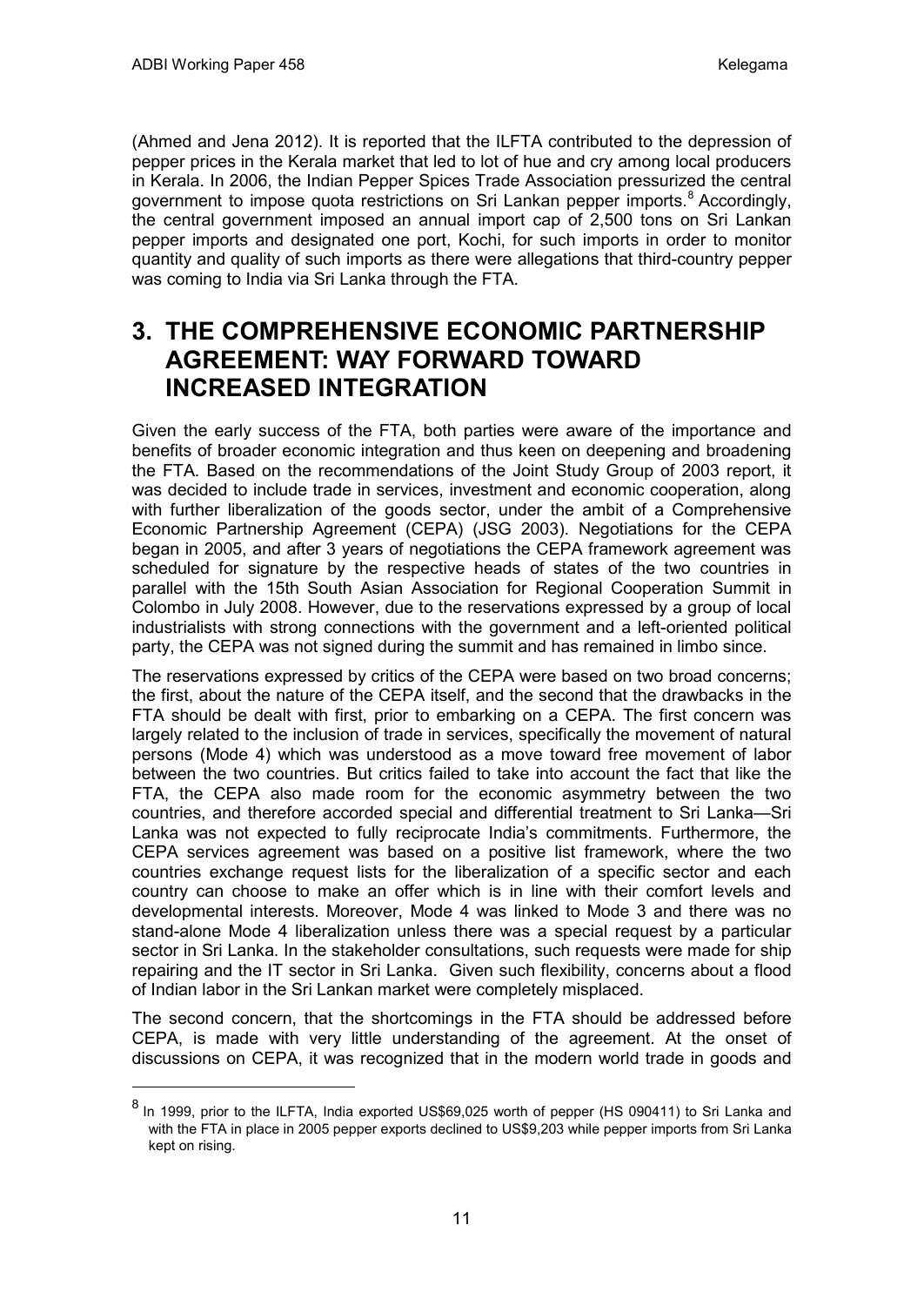(Ahmed and Jena 2012). It is reported that the ILFTA contributed to the depression of pepper prices in the Kerala market that led to lot of hue and cry among local producers in Kerala. In 2006, the Indian Pepper Spices Trade Association pressurized the central government to impose quota restrictions on Sri Lankan pepper imports.[8] Accordingly, the central government imposed an annual import cap of 2,500 tons on Sri Lankan pepper imports and designated one port, Kochi, for such imports in order to monitor quantity and quality of such imports as there were allegations that third-country pepper was coming to India via Sri Lanka through the FTA.

# 3. THE COMPREHENSIVE ECONOMIC PARTNERSHIP AGREEMENT: WAY FORWARD TOWARD INCREASED INTEGRATION

Given the early success of the FTA, both parties were aware of the importance and benefits of broader economic integration and thus keen on deepening and broadening the FTA. Based on the recommendations of the Joint Study Group of 2003 report, it was decided to include trade in services, investment and economic cooperation, along with further liberalization of the goods sector, under the ambit of a Comprehensive Economic Partnership Agreement (CEPA) (JSG 2003). Negotiations for the CEPA began in 2005, and after 3 years of negotiations the CEPA framework agreement was scheduled for signature by the respective heads of states of the two countries in parallel with the 15th South Asian Association for Regional Cooperation Summit in Colombo in July 2008. However, due to the reservations expressed by a group of local industrialists with strong connections with the government and a left-oriented political party, the CEPA was not signed during the summit and has remained in limbo since.

The reservations expressed by critics of the CEPA were based on two broad concerns; the first, about the nature of the CEPA itself, and the second that the drawbacks in the FTA should be dealt with first, prior to embarking on a CEPA. The first concern was largely related to the inclusion of trade in services, specifically the movement of natural persons (Mode 4) which was understood as a move toward free movement of labor between the two countries. But critics failed to take into account the fact that like the FTA, the CEPA also made room for the economic asymmetry between the two countries, and therefore accorded special and differential treatment to Sri Lanka—Sri Lanka was not expected to fully reciprocate India's commitments. Furthermore, the CEPA services agreement was based on a positive list framework, where the two countries exchange request lists for the liberalization of a specific sector and each country can choose to make an offer which is in line with their comfort levels and developmental interests. Moreover, Mode 4 was linked to Mode 3 and there was no stand-alone Mode 4 liberalization unless there was a special request by a particular sector in Sri Lanka. In the stakeholder consultations, such requests were made for ship repairing and the IT sector in Sri Lanka. Given such flexibility, concerns about a flood of Indian labor in the Sri Lankan market were completely misplaced.

The second concern, that the shortcomings in the FTA should be addressed before CEPA, is made with very little understanding of the agreement. At the onset of discussions on CEPA, it was recognized that in the modern world trade in goods and

[8] In 1999, prior to the ILFTA, India exported US$69,025 worth of pepper (HS 090411) to Sri Lanka and with the FTA in place in 2005 pepper exports declined to US$9,203 while pepper imports from Sri Lanka kept on rising.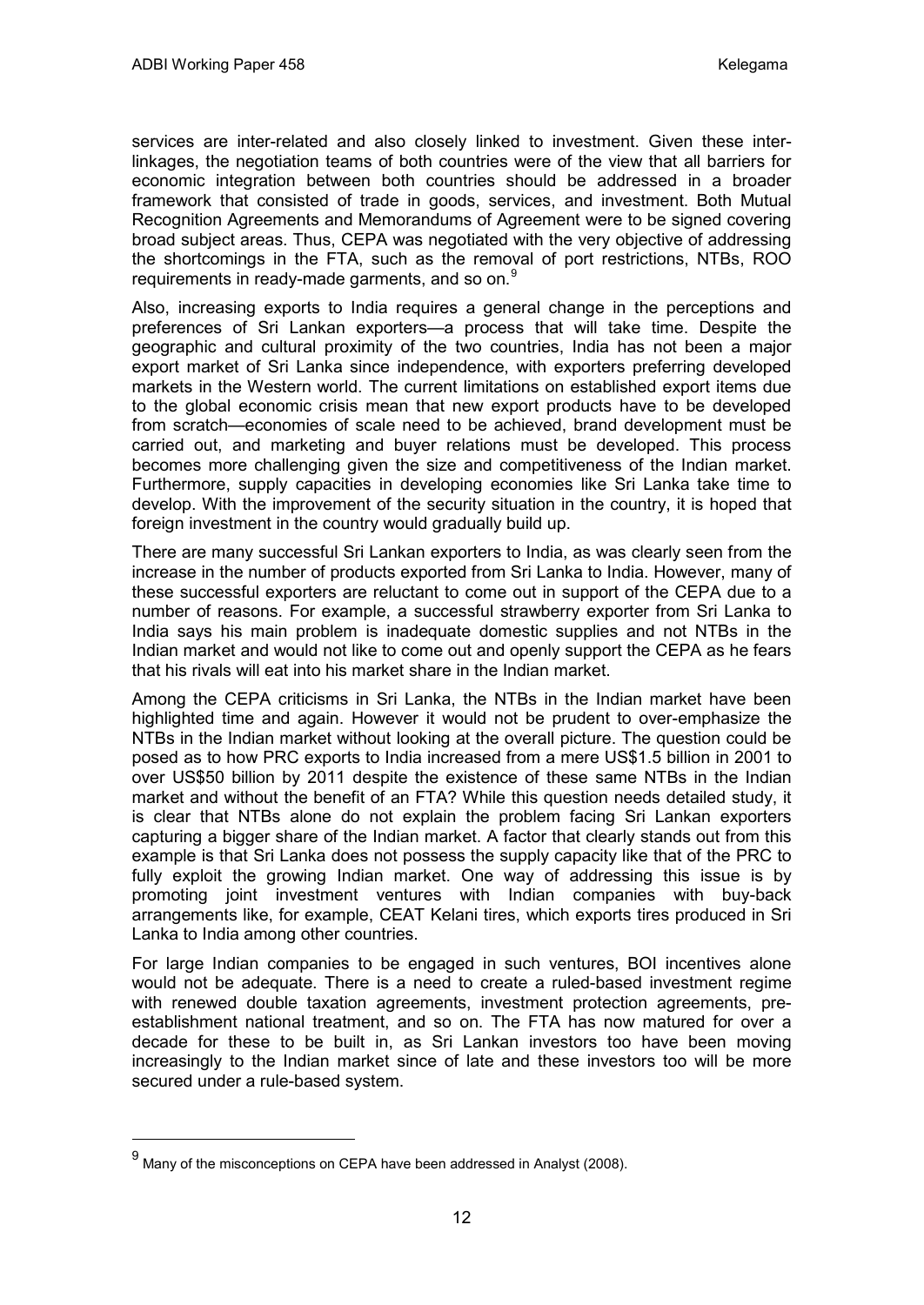services are inter-related and also closely linked to investment. Given these inter-linkages, the negotiation teams of both countries were of the view that all barriers for economic integration between both countries should be addressed in a broader framework that consisted of trade in goods, services, and investment. Both Mutual Recognition Agreements and Memorandums of Agreement were to be signed covering broad subject areas. Thus, CEPA was negotiated with the very objective of addressing the shortcomings in the FTA, such as the removal of port restrictions, NTBs, ROO requirements in ready-made garments, and so on.[9]

Also, increasing exports to India requires a general change in the perceptions and preferences of Sri Lankan exporters—a process that will take time. Despite the geographic and cultural proximity of the two countries, India has not been a major export market of Sri Lanka since independence, with exporters preferring developed markets in the Western world. The current limitations on established export items due to the global economic crisis mean that new export products have to be developed from scratch—economies of scale need to be achieved, brand development must be carried out, and marketing and buyer relations must be developed. This process becomes more challenging given the size and competitiveness of the Indian market. Furthermore, supply capacities in developing economies like Sri Lanka take time to develop. With the improvement of the security situation in the country, it is hoped that foreign investment in the country would gradually build up.

There are many successful Sri Lankan exporters to India, as was clearly seen from the increase in the number of products exported from Sri Lanka to India. However, many of these successful exporters are reluctant to come out in support of the CEPA due to a number of reasons. For example, a successful strawberry exporter from Sri Lanka to India says his main problem is inadequate domestic supplies and not NTBs in the Indian market and would not like to come out and openly support the CEPA as he fears that his rivals will eat into his market share in the Indian market.

Among the CEPA criticisms in Sri Lanka, the NTBs in the Indian market have been highlighted time and again. However it would not be prudent to over-emphasize the NTBs in the Indian market without looking at the overall picture. The question could be posed as to how PRC exports to India increased from a mere US$1.5 billion in 2001 to over US$50 billion by 2011 despite the existence of these same NTBs in the Indian market and without the benefit of an FTA? While this question needs detailed study, it is clear that NTBs alone do not explain the problem facing Sri Lankan exporters capturing a bigger share of the Indian market. A factor that clearly stands out from this example is that Sri Lanka does not possess the supply capacity like that of the PRC to fully exploit the growing Indian market. One way of addressing this issue is by promoting joint investment ventures with Indian companies with buy-back arrangements like, for example, CEAT Kelani tires, which exports tires produced in Sri Lanka to India among other countries.

For large Indian companies to be engaged in such ventures, BOI incentives alone would not be adequate. There is a need to create a ruled-based investment regime with renewed double taxation agreements, investment protection agreements, pre-establishment national treatment, and so on. The FTA has now matured for over a decade for these to be built in, as Sri Lankan investors too have been moving increasingly to the Indian market since of late and these investors too will be more secured under a rule-based system.

---

[9] Many of the misconceptions on CEPA have been addressed in Analyst (2008).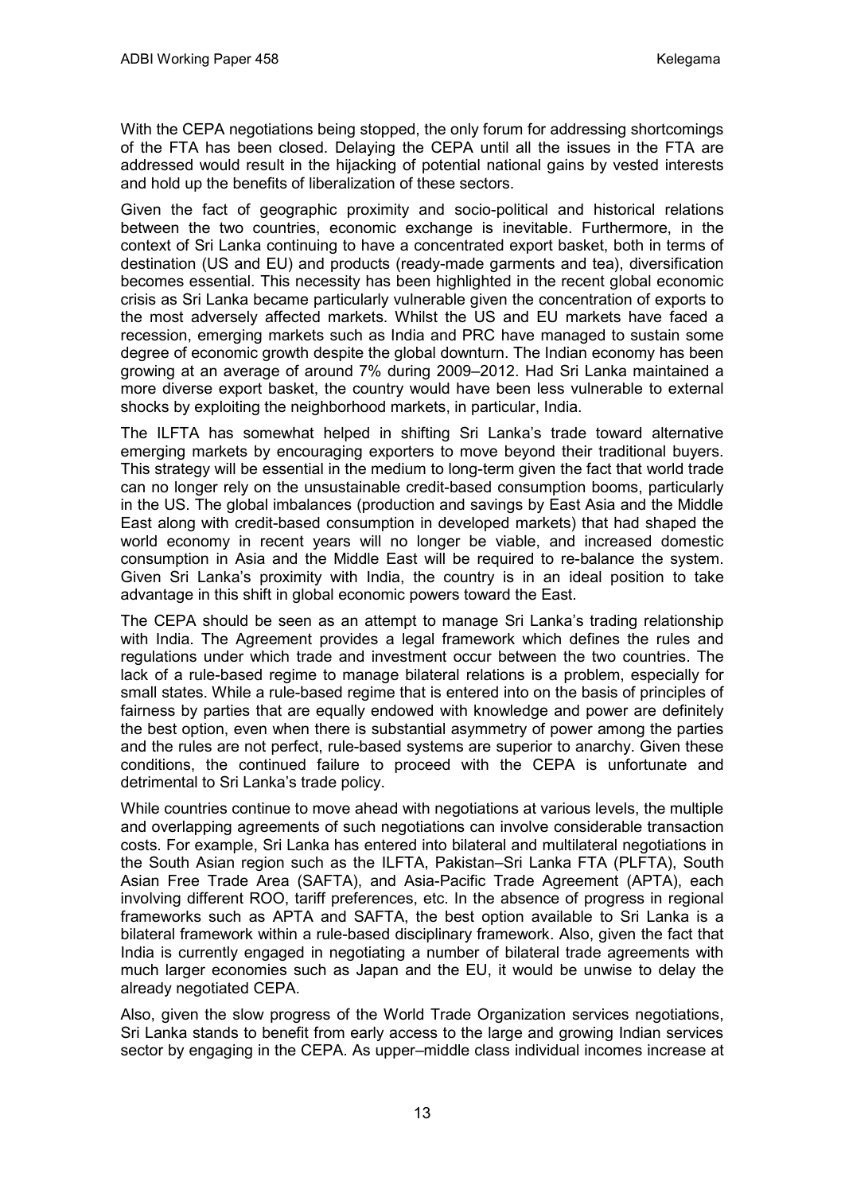With the CEPA negotiations being stopped, the only forum for addressing shortcomings of the FTA has been closed. Delaying the CEPA until all the issues in the FTA are addressed would result in the hijacking of potential national gains by vested interests and hold up the benefits of liberalization of these sectors.

Given the fact of geographic proximity and socio-political and historical relations between the two countries, economic exchange is inevitable. Furthermore, in the context of Sri Lanka continuing to have a concentrated export basket, both in terms of destination (US and EU) and products (ready-made garments and tea), diversification becomes essential. This necessity has been highlighted in the recent global economic crisis as Sri Lanka became particularly vulnerable given the concentration of exports to the most adversely affected markets. Whilst the US and EU markets have faced a recession, emerging markets such as India and PRC have managed to sustain some degree of economic growth despite the global downturn. The Indian economy has been growing at an average of around 7% during 2009–2012. Had Sri Lanka maintained a more diverse export basket, the country would have been less vulnerable to external shocks by exploiting the neighborhood markets, in particular, India.

The ILFTA has somewhat helped in shifting Sri Lanka's trade toward alternative emerging markets by encouraging exporters to move beyond their traditional buyers. This strategy will be essential in the medium to long-term given the fact that world trade can no longer rely on the unsustainable credit-based consumption booms, particularly in the US. The global imbalances (production and savings by East Asia and the Middle East along with credit-based consumption in developed markets) that had shaped the world economy in recent years will no longer be viable, and increased domestic consumption in Asia and the Middle East will be required to re-balance the system. Given Sri Lanka's proximity with India, the country is in an ideal position to take advantage in this shift in global economic powers toward the East.

The CEPA should be seen as an attempt to manage Sri Lanka's trading relationship with India. The Agreement provides a legal framework which defines the rules and regulations under which trade and investment occur between the two countries. The lack of a rule-based regime to manage bilateral relations is a problem, especially for small states. While a rule-based regime that is entered into on the basis of principles of fairness by parties that are equally endowed with knowledge and power are definitely the best option, even when there is substantial asymmetry of power among the parties and the rules are not perfect, rule-based systems are superior to anarchy. Given these conditions, the continued failure to proceed with the CEPA is unfortunate and detrimental to Sri Lanka's trade policy.

While countries continue to move ahead with negotiations at various levels, the multiple and overlapping agreements of such negotiations can involve considerable transaction costs. For example, Sri Lanka has entered into bilateral and multilateral negotiations in the South Asian region such as the ILFTA, Pakistan–Sri Lanka FTA (PLFTA), South Asian Free Trade Area (SAFTA), and Asia-Pacific Trade Agreement (APTA), each involving different ROO, tariff preferences, etc. In the absence of progress in regional frameworks such as APTA and SAFTA, the best option available to Sri Lanka is a bilateral framework within a rule-based disciplinary framework. Also, given the fact that India is currently engaged in negotiating a number of bilateral trade agreements with much larger economies such as Japan and the EU, it would be unwise to delay the already negotiated CEPA.

Also, given the slow progress of the World Trade Organization services negotiations, Sri Lanka stands to benefit from early access to the large and growing Indian services sector by engaging in the CEPA. As upper–middle class individual incomes increase at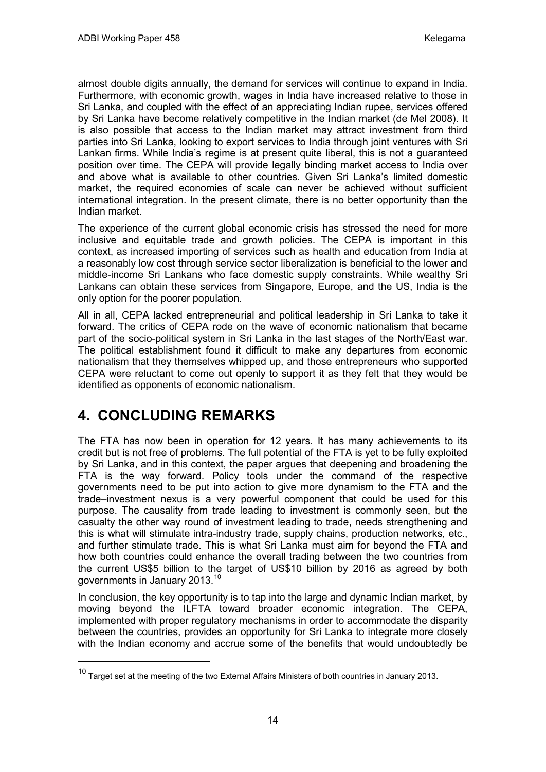almost double digits annually, the demand for services will continue to expand in India. Furthermore, with economic growth, wages in India have increased relative to those in Sri Lanka, and coupled with the effect of an appreciating Indian rupee, services offered by Sri Lanka have become relatively competitive in the Indian market (de Mel 2008). It is also possible that access to the Indian market may attract investment from third parties into Sri Lanka, looking to export services to India through joint ventures with Sri Lankan firms. While India's regime is at present quite liberal, this is not a guaranteed position over time. The CEPA will provide legally binding market access to India over and above what is available to other countries. Given Sri Lanka's limited domestic market, the required economies of scale can never be achieved without sufficient international integration. In the present climate, there is no better opportunity than the Indian market.

The experience of the current global economic crisis has stressed the need for more inclusive and equitable trade and growth policies. The CEPA is important in this context, as increased importing of services such as health and education from India at a reasonably low cost through service sector liberalization is beneficial to the lower and middle-income Sri Lankans who face domestic supply constraints. While wealthy Sri Lankans can obtain these services from Singapore, Europe, and the US, India is the only option for the poorer population.

All in all, CEPA lacked entrepreneurial and political leadership in Sri Lanka to take it forward. The critics of CEPA rode on the wave of economic nationalism that became part of the socio-political system in Sri Lanka in the last stages of the North/East war. The political establishment found it difficult to make any departures from economic nationalism that they themselves whipped up, and those entrepreneurs who supported CEPA were reluctant to come out openly to support it as they felt that they would be identified as opponents of economic nationalism.

# 4. CONCLUDING REMARKS

The FTA has now been in operation for 12 years. It has many achievements to its credit but is not free of problems. The full potential of the FTA is yet to be fully exploited by Sri Lanka, and in this context, the paper argues that deepening and broadening the FTA is the way forward. Policy tools under the command of the respective governments need to be put into action to give more dynamism to the FTA and the trade–investment nexus is a very powerful component that could be used for this purpose. The causality from trade leading to investment is commonly seen, but the casualty the other way round of investment leading to trade, needs strengthening and this is what will stimulate intra-industry trade, supply chains, production networks, etc., and further stimulate trade. This is what Sri Lanka must aim for beyond the FTA and how both countries could enhance the overall trading between the two countries from the current US$5 billion to the target of US$10 billion by 2016 as agreed by both governments in January 2013.[10]

In conclusion, the key opportunity is to tap into the large and dynamic Indian market, by moving beyond the ILFTA toward broader economic integration. The CEPA, implemented with proper regulatory mechanisms in order to accommodate the disparity between the countries, provides an opportunity for Sri Lanka to integrate more closely with the Indian economy and accrue some of the benefits that would undoubtedly be

[10] Target set at the meeting of the two External Affairs Ministers of both countries in January 2013.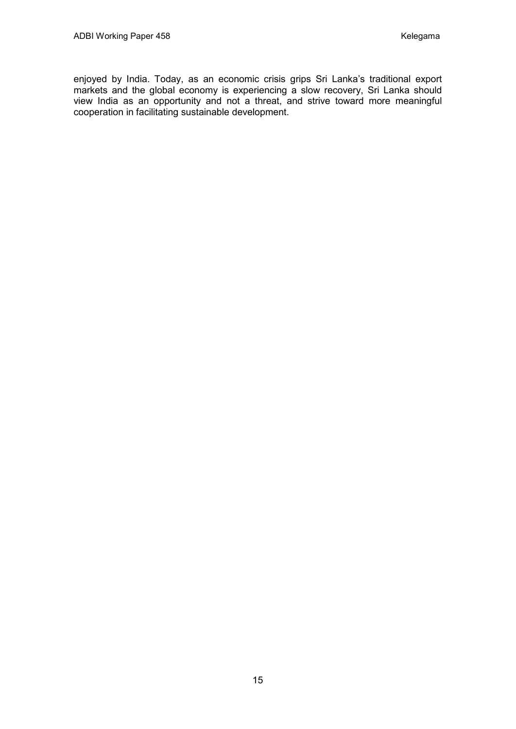enjoyed by India. Today, as an economic crisis grips Sri Lanka's traditional export markets and the global economy is experiencing a slow recovery, Sri Lanka should view India as an opportunity and not a threat, and strive toward more meaningful cooperation in facilitating sustainable development.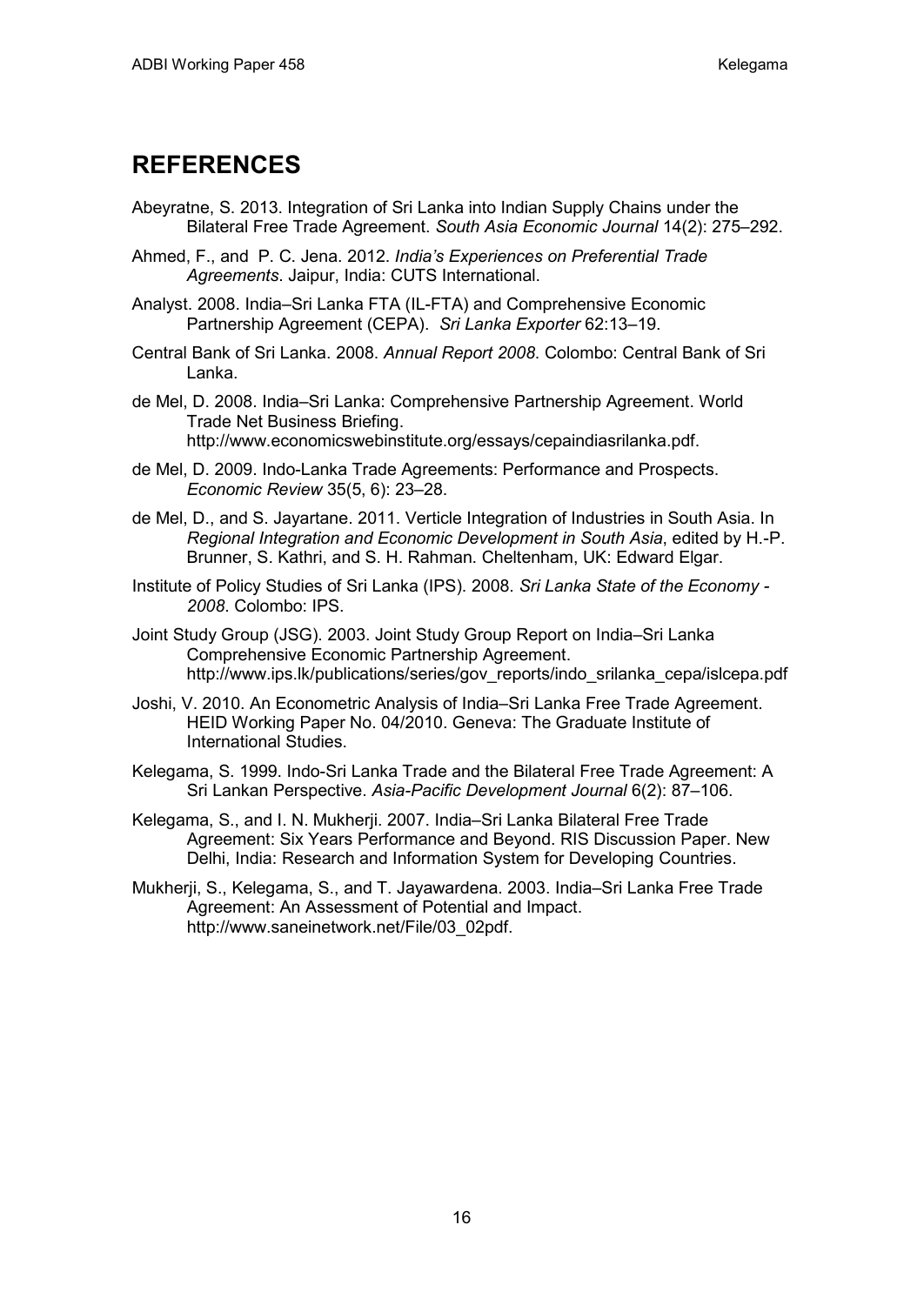## REFERENCES

Abeyratne, S. 2013. Integration of Sri Lanka into Indian Supply Chains under the Bilateral Free Trade Agreement. *South Asia Economic Journal* 14(2): 275–292.

Ahmed, F., and P. C. Jena. 2012. *India's Experiences on Preferential Trade Agreements*. Jaipur, India: CUTS International.

Analyst. 2008. India–Sri Lanka FTA (IL-FTA) and Comprehensive Economic Partnership Agreement (CEPA). *Sri Lanka Exporter* 62:13–19.

Central Bank of Sri Lanka. 2008. *Annual Report 2008*. Colombo: Central Bank of Sri Lanka.

de Mel, D. 2008. India–Sri Lanka: Comprehensive Partnership Agreement. World Trade Net Business Briefing. http://www.economicswebinstitute.org/essays/cepaindiasrilanka.pdf.

de Mel, D. 2009. Indo-Lanka Trade Agreements: Performance and Prospects. *Economic Review* 35(5, 6): 23–28.

de Mel, D., and S. Jayartane. 2011. Verticle Integration of Industries in South Asia. In *Regional Integration and Economic Development in South Asia*, edited by H.-P. Brunner, S. Kathri, and S. H. Rahman. Cheltenham, UK: Edward Elgar.

Institute of Policy Studies of Sri Lanka (IPS). 2008. *Sri Lanka State of the Economy - 2008*. Colombo: IPS.

Joint Study Group (JSG). 2003. Joint Study Group Report on India–Sri Lanka Comprehensive Economic Partnership Agreement. http://www.ips.lk/publications/series/gov_reports/indo_srilanka_cepa/islcepa.pdf

Joshi, V. 2010. An Econometric Analysis of India–Sri Lanka Free Trade Agreement. HEID Working Paper No. 04/2010. Geneva: The Graduate Institute of International Studies.

Kelegama, S. 1999. Indo-Sri Lanka Trade and the Bilateral Free Trade Agreement: A Sri Lankan Perspective. *Asia-Pacific Development Journal* 6(2): 87–106.

Kelegama, S., and I. N. Mukherji. 2007. India–Sri Lanka Bilateral Free Trade Agreement: Six Years Performance and Beyond. RIS Discussion Paper. New Delhi, India: Research and Information System for Developing Countries.

Mukherji, S., Kelegama, S., and T. Jayawardena. 2003. India–Sri Lanka Free Trade Agreement: An Assessment of Potential and Impact. http://www.saneinetwork.net/File/03_02pdf.